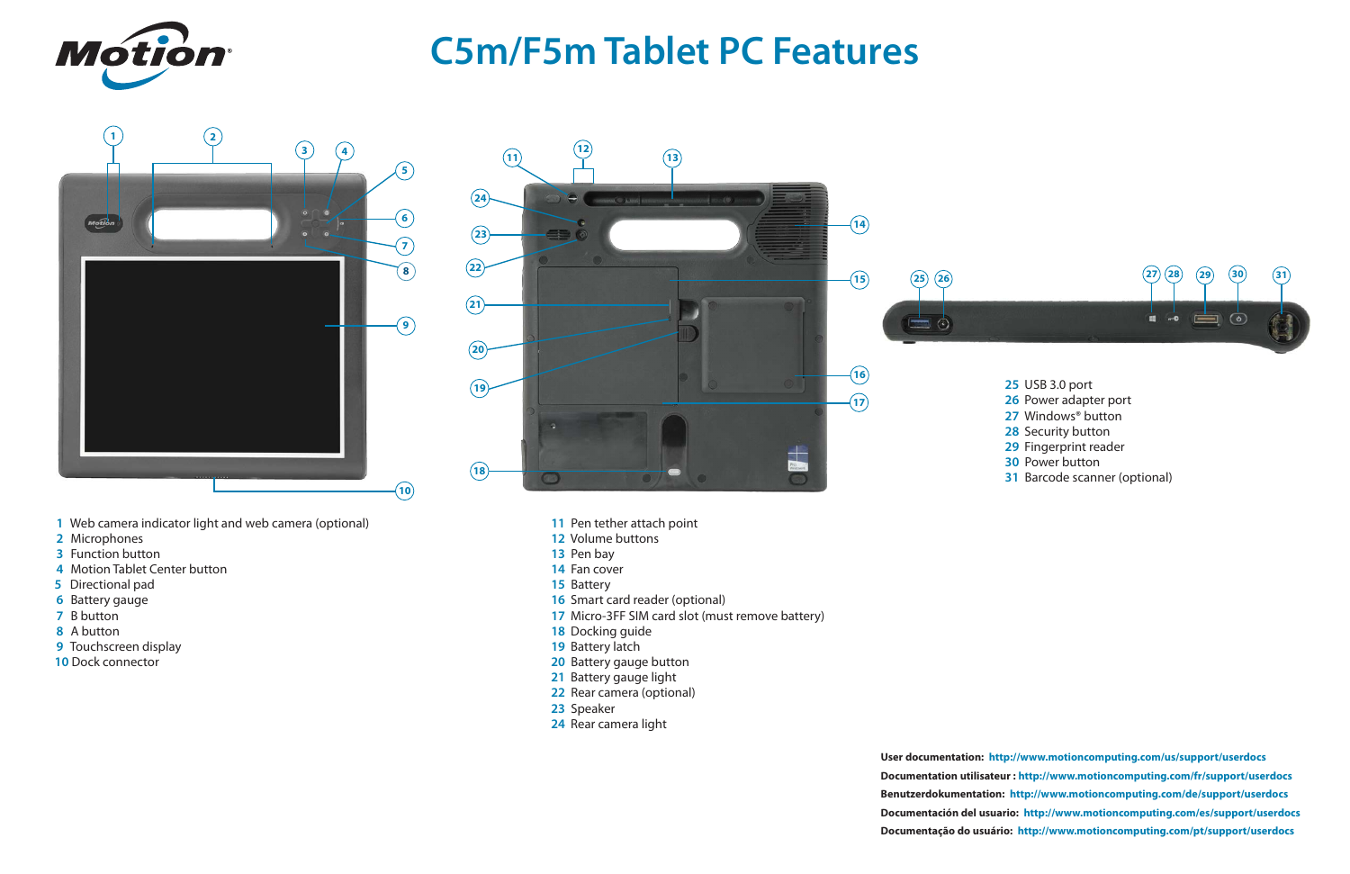Motion®

# C5m/F5m Tablet PC Features

1 Web camera indicator light and web camera (optional)
2 Microphones
3 Function button
4 Motion Tablet Center button
5 Directional pad
6 Battery gauge
7 B button
8 A button
9 Touchscreen display
10 Dock connector

11 Pen tether attach point
12 Volume buttons
13 Pen bay
14 Fan cover
15 Battery
16 Smart card reader (optional)
17 Micro-3FF SIM card slot (must remove battery)
18 Docking guide
19 Battery latch
20 Battery gauge button
21 Battery gauge light
22 Rear camera (optional)
23 Speaker
24 Rear camera light

25 USB 3.0 port
26 Power adapter port
27 Windows® button
28 Security button
29 Fingerprint reader
30 Power button
31 Barcode scanner (optional)

**User documentation:** http://www.motioncomputing.com/us/support/userdocs
**Documentation utilisateur :** http://www.motioncomputing.com/fr/support/userdocs
**Benutzerdokumentation:** http://www.motioncomputing.com/de/support/userdocs
**Documentación del usuario:** http://www.motioncomputing.com/es/support/userdocs
**Documentação do usuário:** http://www.motioncomputing.com/pt/support/userdocs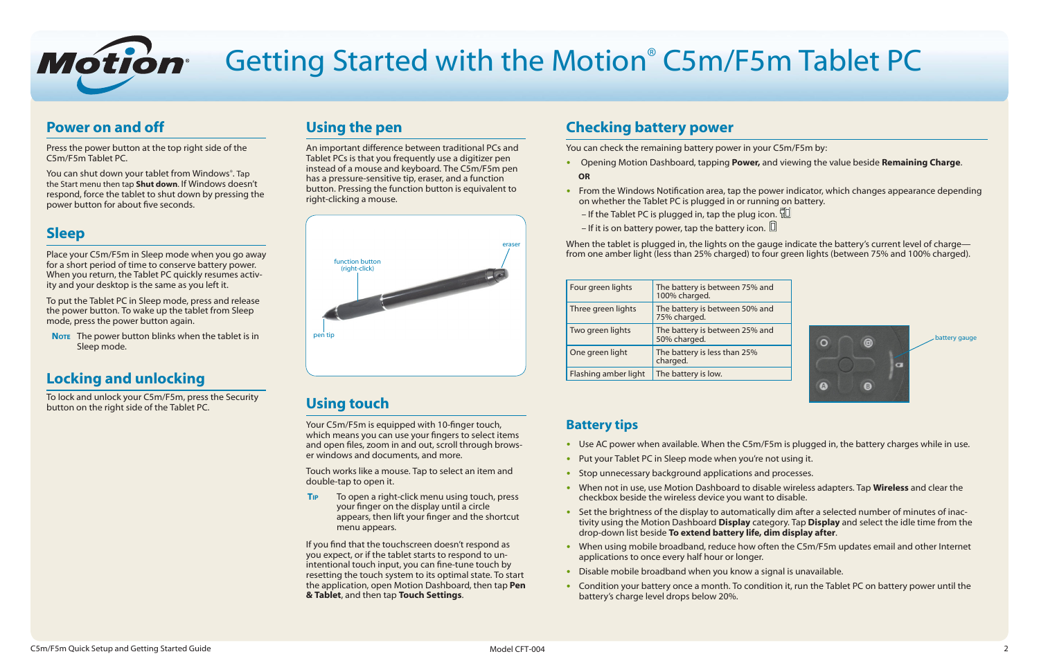# Getting Started with the Motion® C5m/F5m Tablet PC

## Power on and off

Press the power button at the top right side of the C5m/F5m Tablet PC.

You can shut down your tablet from Windows®. Tap the Start menu then tap **Shut down**. If Windows doesn't respond, force the tablet to shut down by pressing the power button for about five seconds.

## Sleep

Place your C5m/F5m in Sleep mode when you go away for a short period of time to conserve battery power. When you return, the Tablet PC quickly resumes activity and your desktop is the same as you left it.

To put the Tablet PC in Sleep mode, press and release the power button. To wake up the tablet from Sleep mode, press the power button again.

**Note** The power button blinks when the tablet is in Sleep mode.

## Locking and unlocking

To lock and unlock your C5m/F5m, press the Security button on the right side of the Tablet PC.

## Using the pen

An important difference between traditional PCs and Tablet PCs is that you frequently use a digitizer pen instead of a mouse and keyboard. The C5m/F5m pen has a pressure-sensitive tip, eraser, and a function button. Pressing the function button is equivalent to right-clicking a mouse.

eraser

function button (right-click)

pen tip

## Using touch

Your C5m/F5m is equipped with 10-finger touch, which means you can use your fingers to select items and open files, zoom in and out, scroll through browser windows and documents, and more.

Touch works like a mouse. Tap to select an item and double-tap to open it.

**Tip** To open a right-click menu using touch, press your finger on the display until a circle appears, then lift your finger and the shortcut menu appears.

If you find that the touchscreen doesn't respond as you expect, or if the tablet starts to respond to unintentional touch input, you can fine-tune touch by resetting the touch system to its optimal state. To start the application, open Motion Dashboard, then tap **Pen & Tablet**, and then tap **Touch Settings**.

## Checking battery power

You can check the remaining battery power in your C5m/F5m by:

- Opening Motion Dashboard, tapping **Power,** and viewing the value beside **Remaining Charge**.

  **OR**

- From the Windows Notification area, tap the power indicator, which changes appearance depending on whether the Tablet PC is plugged in or running on battery.
  – If the Tablet PC is plugged in, tap the plug icon.
  – If it is on battery power, tap the battery icon.

When the tablet is plugged in, the lights on the gauge indicate the battery's current level of charge—from one amber light (less than 25% charged) to four green lights (between 75% and 100% charged).

| Four green lights | The battery is between 75% and 100% charged. |
|---|---|
| Three green lights | The battery is between 50% and 75% charged. |
| Two green lights | The battery is between 25% and 50% charged. |
| One green light | The battery is less than 25% charged. |
| Flashing amber light | The battery is low. |

battery gauge

## Battery tips

- Use AC power when available. When the C5m/F5m is plugged in, the battery charges while in use.
- Put your Tablet PC in Sleep mode when you're not using it.
- Stop unnecessary background applications and processes.
- When not in use, use Motion Dashboard to disable wireless adapters. Tap **Wireless** and clear the checkbox beside the wireless device you want to disable.
- Set the brightness of the display to automatically dim after a selected number of minutes of inactivity using the Motion Dashboard **Display** category. Tap **Display** and select the idle time from the drop-down list beside **To extend battery life, dim display after**.
- When using mobile broadband, reduce how often the C5m/F5m updates email and other Internet applications to once every half hour or longer.
- Disable mobile broadband when you know a signal is unavailable.
- Condition your battery once a month. To condition it, run the Tablet PC on battery power until the battery's charge level drops below 20%.

C5m/F5m Quick Setup and Getting Started Guide

Model CFT-004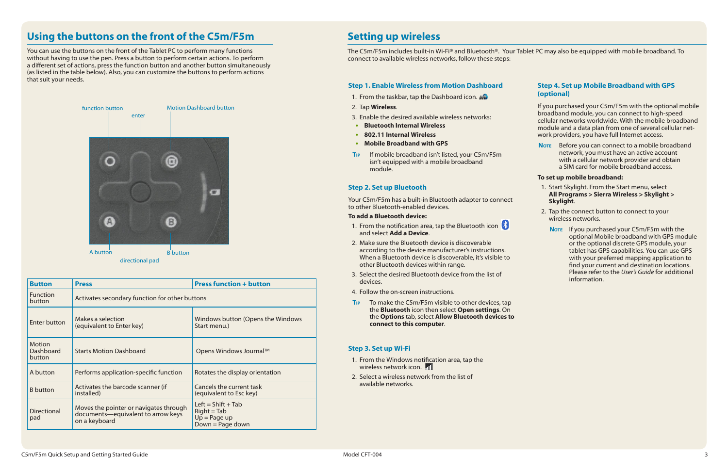## Using the buttons on the front of the C5m/F5m

You can use the buttons on the front of the Tablet PC to perform many functions without having to use the pen. Press a button to perform certain actions. To perform a different set of actions, press the function button and another button simultaneously (as listed in the table below). Also, you can customize the buttons to perform actions that suit your needs.

function button

enter

Motion Dashboard button

A button

B button

directional pad

| Button | Press | Press function + button |
|---|---|---|
| Function button | Activates secondary function for other buttons | |
| Enter button | Makes a selection (equivalent to Enter key) | Windows button (Opens the Windows Start menu.) |
| Motion Dashboard button | Starts Motion Dashboard | Opens Windows Journal™ |
| A button | Performs application-specific function | Rotates the display orientation |
| B button | Activates the barcode scanner (if installed) | Cancels the current task (equivalent to Esc key) |
| Directional pad | Moves the pointer or navigates through documents—equivalent to arrow keys on a keyboard | Left = Shift + Tab<br>Right = Tab<br>Up = Page up<br>Down = Page down |

## Setting up wireless

The C5m/F5m includes built-in Wi-Fi® and Bluetooth®. Your Tablet PC may also be equipped with mobile broadband. To connect to available wireless networks, follow these steps:

### Step 1. Enable Wireless from Motion Dashboard

1. From the taskbar, tap the Dashboard icon.
2. Tap **Wireless**.
3. Enable the desired available wireless networks:
   - **Bluetooth Internal Wireless**
   - **802.11 Internal Wireless**
   - **Mobile Broadband with GPS**

**Tip** If mobile broadband isn't listed, your C5m/F5m isn't equipped with a mobile broadband module.

### Step 2. Set up Bluetooth

Your C5m/F5m has a built-in Bluetooth adapter to connect to other Bluetooth-enabled devices.

**To add a Bluetooth device:**

1. From the notification area, tap the Bluetooth icon and select **Add a Device**.
2. Make sure the Bluetooth device is discoverable according to the device manufacturer's instructions. When a Bluetooth device is discoverable, it's visible to other Bluetooth devices within range.
3. Select the desired Bluetooth device from the list of devices.
4. Follow the on-screen instructions.

**Tip** To make the C5m/F5m visible to other devices, tap the **Bluetooth** icon then select **Open settings**. On the **Options** tab, select **Allow Bluetooth devices to connect to this computer**.

### Step 3. Set up Wi-Fi

1. From the Windows notification area, tap the wireless network icon.
2. Select a wireless network from the list of available networks.

### Step 4. Set up Mobile Broadband with GPS (optional)

If you purchased your C5m/F5m with the optional mobile broadband module, you can connect to high-speed cellular networks worldwide. With the mobile broadband module and a data plan from one of several cellular network providers, you have full Internet access.

**Note** Before you can connect to a mobile broadband network, you must have an active account with a cellular network provider and obtain a SIM card for mobile broadband access.

**To set up mobile broadband:**

1. Start Skylight. From the Start menu, select **All Programs > Sierra Wireless > Skylight > Skylight**.
2. Tap the connect button to connect to your wireless networks.

   **Note** If you purchased your C5m/F5m with the optional Mobile broadband with GPS module or the optional discrete GPS module, your tablet has GPS capabilities. You can use GPS with your preferred mapping application to find your current and destination locations. Please refer to the *User's Guide* for additional information.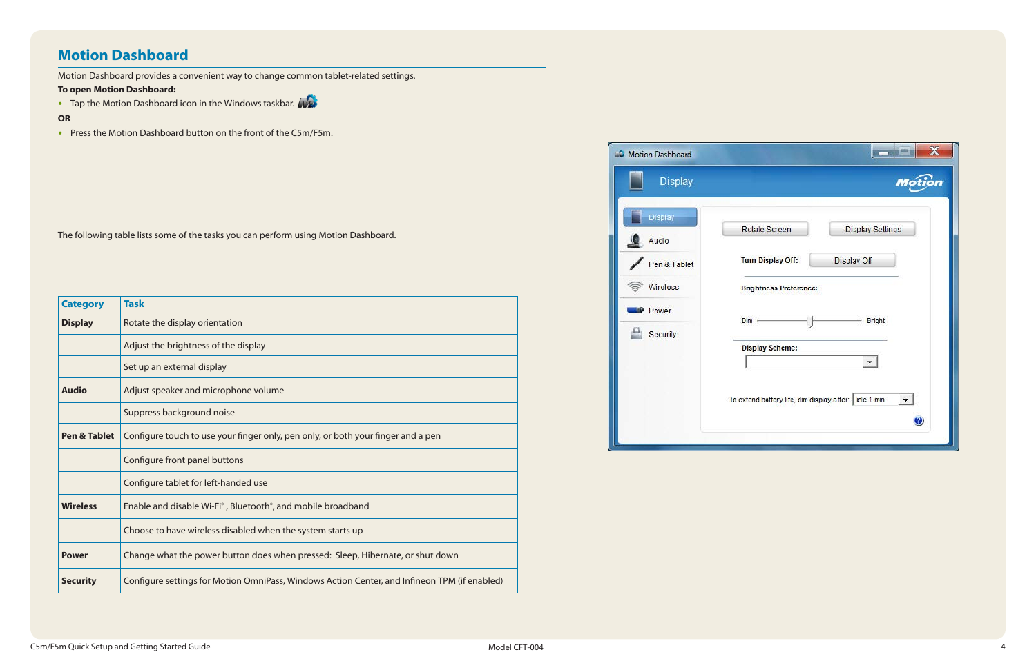## Motion Dashboard

Motion Dashboard provides a convenient way to change common tablet-related settings.

**To open Motion Dashboard:**

- Tap the Motion Dashboard icon in the Windows taskbar.

**OR**

- Press the Motion Dashboard button on the front of the C5m/F5m.

The following table lists some of the tasks you can perform using Motion Dashboard.

| Category | Task |
|---|---|
| **Display** | Rotate the display orientation |
| | Adjust the brightness of the display |
| | Set up an external display |
| **Audio** | Adjust speaker and microphone volume |
| | Suppress background noise |
| **Pen & Tablet** | Configure touch to use your finger only, pen only, or both your finger and a pen |
| | Configure front panel buttons |
| | Configure tablet for left-handed use |
| **Wireless** | Enable and disable Wi-Fi®, Bluetooth®, and mobile broadband |
| | Choose to have wireless disabled when the system starts up |
| **Power** | Change what the power button does when pressed: Sleep, Hibernate, or shut down |
| **Security** | Configure settings for Motion OmniPass, Windows Action Center, and Infineon TPM (if enabled) |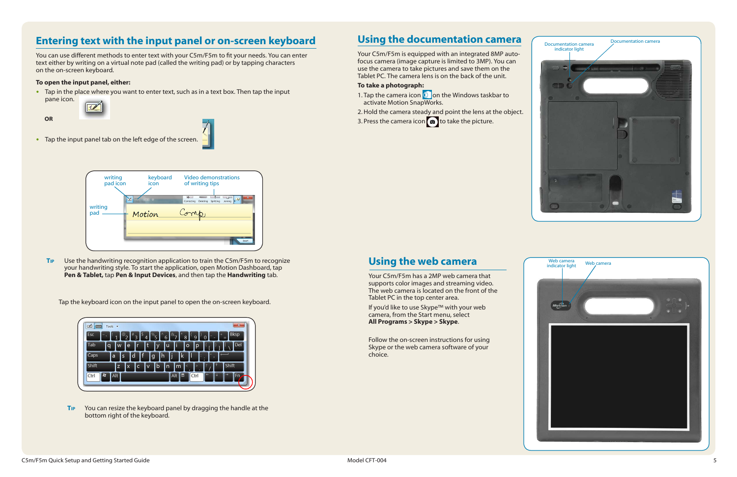## Entering text with the input panel or on-screen keyboard

You can use different methods to enter text with your C5m/F5m to fit your needs. You can enter text either by writing on a virtual note pad (called the writing pad) or by tapping characters on the on-screen keyboard.

**To open the input panel, either:**

- Tap in the place where you want to enter text, such as in a text box. Then tap the input pane icon.

**OR**

- Tap the input panel tab on the left edge of the screen.

writing pad icon | keyboard icon | Video demonstrations of writing tips | writing pad

**TIP** Use the handwriting recognition application to train the C5m/F5m to recognize your handwriting style. To start the application, open Motion Dashboard, tap **Pen & Tablet,** tap **Pen & Input Devices**, and then tap the **Handwriting** tab.

Tap the keyboard icon on the input panel to open the on-screen keyboard.

**TIP** You can resize the keyboard panel by dragging the handle at the bottom right of the keyboard.

## Using the documentation camera

Your C5m/F5m is equipped with an integrated 8MP auto-focus camera (image capture is limited to 3MP). You can use the camera to take pictures and save them on the Tablet PC. The camera lens is on the back of the unit.

**To take a photograph:**

1. Tap the camera icon on the Windows taskbar to activate Motion SnapWorks.
2. Hold the camera steady and point the lens at the object.
3. Press the camera icon to take the picture.

Documentation camera indicator light | Documentation camera

## Using the web camera

Your C5m/F5m has a 2MP web camera that supports color images and streaming video. The web camera is located on the front of the Tablet PC in the top center area.

If you'd like to use Skype™ with your web camera, from the Start menu, select **All Programs > Skype > Skype**.

Follow the on-screen instructions for using Skype or the web camera software of your choice.

Web camera indicator light | Web camera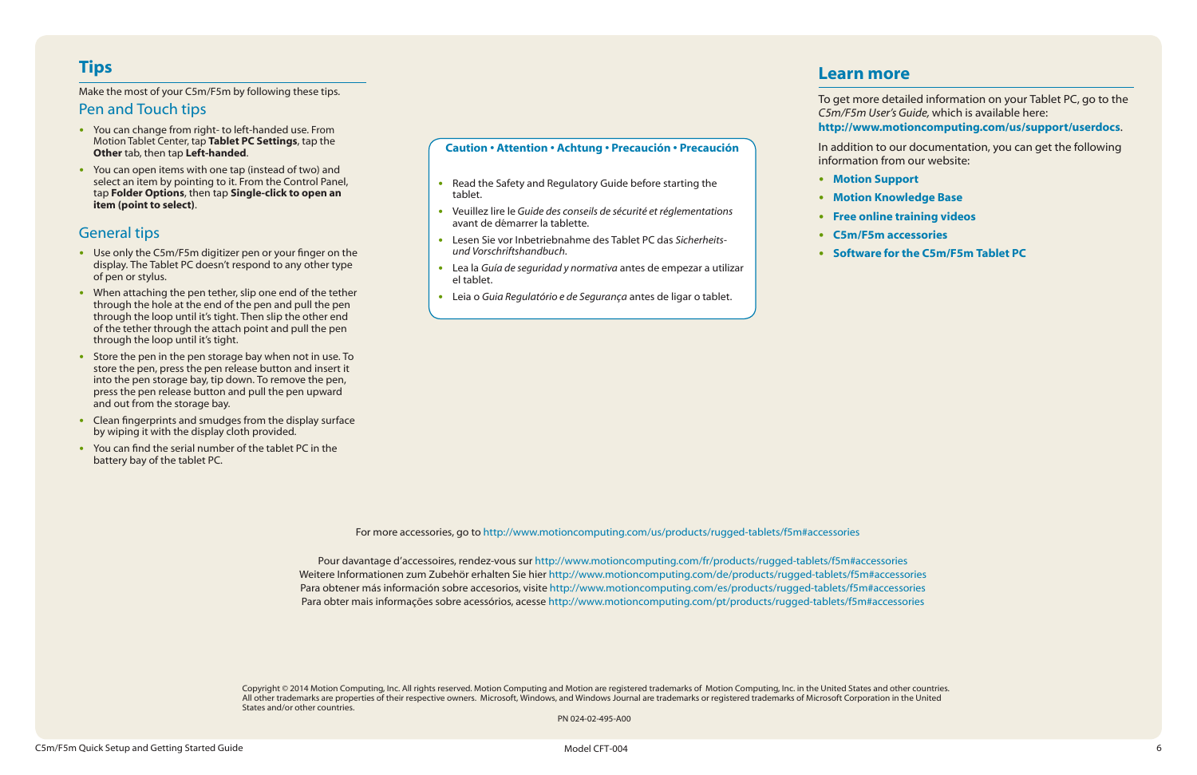## Tips

Make the most of your C5m/F5m by following these tips.

### Pen and Touch tips

- You can change from right- to left-handed use. From Motion Tablet Center, tap **Tablet PC Settings**, tap the **Other** tab, then tap **Left-handed**.
- You can open items with one tap (instead of two) and select an item by pointing to it. From the Control Panel, tap **Folder Options**, then tap **Single-click to open an item (point to select)**.

### General tips

- Use only the C5m/F5m digitizer pen or your finger on the display. The Tablet PC doesn't respond to any other type of pen or stylus.
- When attaching the pen tether, slip one end of the tether through the hole at the end of the pen and pull the pen through the loop until it's tight. Then slip the other end of the tether through the attach point and pull the pen through the loop until it's tight.
- Store the pen in the pen storage bay when not in use. To store the pen, press the pen release button and insert it into the pen storage bay, tip down. To remove the pen, press the pen release button and pull the pen upward and out from the storage bay.
- Clean fingerprints and smudges from the display surface by wiping it with the display cloth provided.
- You can find the serial number of the tablet PC in the battery bay of the tablet PC.

**Caution • Attention • Achtung • Precaución • Precaución**

- Read the Safety and Regulatory Guide before starting the tablet.
- Veuillez lire le *Guide des conseils de sécurité et réglementations* avant de démarrer la tablette.
- Lesen Sie vor Inbetriebnahme des Tablet PC das *Sicherheits- und Vorschriftshandbuch*.
- Lea la *Guía de seguridad y normativa* antes de empezar a utilizar el tablet.
- Leia o *Guia Regulatório e de Segurança* antes de ligar o tablet.

## Learn more

To get more detailed information on your Tablet PC, go to the *C5m/F5m User's Guide*, which is available here: **http://www.motioncomputing.com/us/support/userdocs**.

In addition to our documentation, you can get the following information from our website:

- **Motion Support**
- **Motion Knowledge Base**
- **Free online training videos**
- **C5m/F5m accessories**
- **Software for the C5m/F5m Tablet PC**

For more accessories, go to http://www.motioncomputing.com/us/products/rugged-tablets/f5m#accessories

Pour davantage d'accessoires, rendez-vous sur http://www.motioncomputing.com/fr/products/rugged-tablets/f5m#accessories
Weitere Informationen zum Zubehör erhalten Sie hier http://www.motioncomputing.com/de/products/rugged-tablets/f5m#accessories
Para obtener más información sobre accesorios, visite http://www.motioncomputing.com/es/products/rugged-tablets/f5m#accessories
Para obter mais informações sobre acessórios, acesse http://www.motioncomputing.com/pt/products/rugged-tablets/f5m#accessories

Copyright © 2014 Motion Computing, Inc. All rights reserved. Motion Computing and Motion are registered trademarks of Motion Computing, Inc. in the United States and other countries. All other trademarks are properties of their respective owners. Microsoft, Windows, and Windows Journal are trademarks or registered trademarks of Microsoft Corporation in the United States and/or other countries.

PN 024-02-495-A00

Model CFT-004